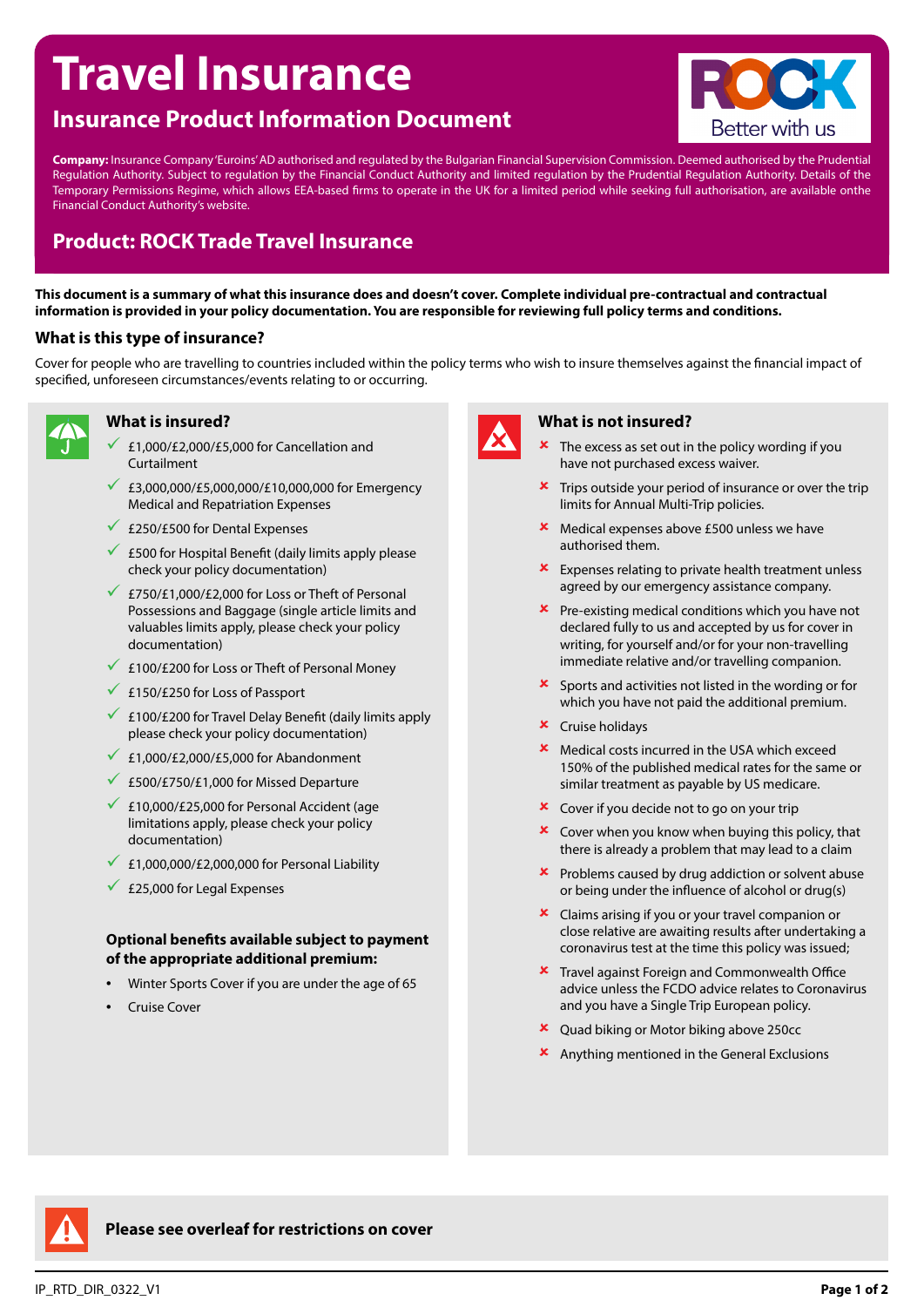# Travel Insurance

## Insurance Product Information Document

ROCK Better with us

**Company:** Insurance Company 'Euroins' AD authorised and regulated by the Bulgarian Financial Supervision Commission. Deemed authorised by the Prudential Regulation Authority. Subject to regulation by the Financial Conduct Authority and limited regulation by the Prudential Regulation Authority. Details of the Temporary Permissions Regime, which allows EEA-based firms to operate in the UK for a limited period while seeking full authorisation, are available onthe Financial Conduct Authority's website.

## Product: ROCK Trade Travel Insurance

**This document is a summary of what this insurance does and doesn't cover. Complete individual pre-contractual and contractual information is provided in your policy documentation. You are responsible for reviewing full policy terms and conditions.**

### What is this type of insurance?

Cover for people who are travelling to countries included within the policy terms who wish to insure themselves against the financial impact of specified, unforeseen circumstances/events relating to or occurring.

### What is insured?

- ✓ £1,000/£2,000/£5,000 for Cancellation and Curtailment
- ✓ £3,000,000/£5,000,000/£10,000,000 for Emergency Medical and Repatriation Expenses
- ✓ £250/£500 for Dental Expenses
- ✓ £500 for Hospital Benefit (daily limits apply please check your policy documentation)
- ✓ £750/£1,000/£2,000 for Loss or Theft of Personal Possessions and Baggage (single article limits and valuables limits apply, please check your policy documentation)
- ✓ £100/£200 for Loss or Theft of Personal Money
- ✓ £150/£250 for Loss of Passport
- ✓ £100/£200 for Travel Delay Benefit (daily limits apply please check your policy documentation)
- ✓ £1,000/£2,000/£5,000 for Abandonment
- ✓ £500/£750/£1,000 for Missed Departure
- ✓ £10,000/£25,000 for Personal Accident (age limitations apply, please check your policy documentation)
- ✓ £1,000,000/£2,000,000 for Personal Liability
- ✓ £25,000 for Legal Expenses

**Optional benefits available subject to payment of the appropriate additional premium:**

- Winter Sports Cover if you are under the age of 65
- Cruise Cover

### What is not insured?

- ✗ The excess as set out in the policy wording if you have not purchased excess waiver.
- ✗ Trips outside your period of insurance or over the trip limits for Annual Multi-Trip policies.
- ✗ Medical expenses above £500 unless we have authorised them.
- ✗ Expenses relating to private health treatment unless agreed by our emergency assistance company.
- ✗ Pre-existing medical conditions which you have not declared fully to us and accepted by us for cover in writing, for yourself and/or for your non-travelling immediate relative and/or travelling companion.
- ✗ Sports and activities not listed in the wording or for which you have not paid the additional premium.
- ✗ Cruise holidays
- ✗ Medical costs incurred in the USA which exceed 150% of the published medical rates for the same or similar treatment as payable by US medicare.
- ✗ Cover if you decide not to go on your trip
- ✗ Cover when you know when buying this policy, that there is already a problem that may lead to a claim
- ✗ Problems caused by drug addiction or solvent abuse or being under the influence of alcohol or drug(s)
- ✗ Claims arising if you or your travel companion or close relative are awaiting results after undertaking a coronavirus test at the time this policy was issued;
- ✗ Travel against Foreign and Commonwealth Office advice unless the FCDO advice relates to Coronavirus and you have a Single Trip European policy.
- ✗ Quad biking or Motor biking above 250cc
- ✗ Anything mentioned in the General Exclusions

**Please see overleaf for restrictions on cover**

IP_RTD_DIR_0322_V1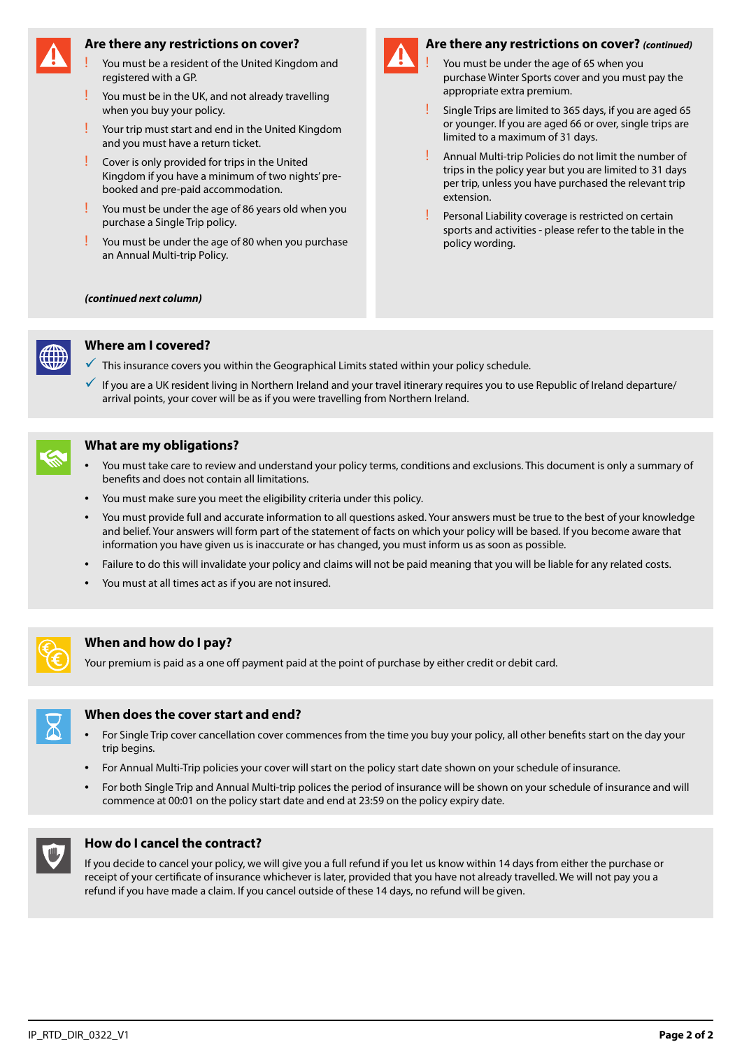## Are there any restrictions on cover?

- ! You must be a resident of the United Kingdom and registered with a GP.
- ! You must be in the UK, and not already travelling when you buy your policy.
- ! Your trip must start and end in the United Kingdom and you must have a return ticket.
- ! Cover is only provided for trips in the United Kingdom if you have a minimum of two nights' pre-booked and pre-paid accommodation.
- ! You must be under the age of 86 years old when you purchase a Single Trip policy.
- ! You must be under the age of 80 when you purchase an Annual Multi-trip Policy.

***(continued next column)***

## Are there any restrictions on cover? *(continued)*

- ! You must be under the age of 65 when you purchase Winter Sports cover and you must pay the appropriate extra premium.
- ! Single Trips are limited to 365 days, if you are aged 65 or younger. If you are aged 66 or over, single trips are limited to a maximum of 31 days.
- ! Annual Multi-trip Policies do not limit the number of trips in the policy year but you are limited to 31 days per trip, unless you have purchased the relevant trip extension.
- ! Personal Liability coverage is restricted on certain sports and activities - please refer to the table in the policy wording.

## Where am I covered?

- ✓ This insurance covers you within the Geographical Limits stated within your policy schedule.
- ✓ If you are a UK resident living in Northern Ireland and your travel itinerary requires you to use Republic of Ireland departure/ arrival points, your cover will be as if you were travelling from Northern Ireland.

## What are my obligations?

- You must take care to review and understand your policy terms, conditions and exclusions. This document is only a summary of benefits and does not contain all limitations.
- You must make sure you meet the eligibility criteria under this policy.
- You must provide full and accurate information to all questions asked. Your answers must be true to the best of your knowledge and belief. Your answers will form part of the statement of facts on which your policy will be based. If you become aware that information you have given us is inaccurate or has changed, you must inform us as soon as possible.
- Failure to do this will invalidate your policy and claims will not be paid meaning that you will be liable for any related costs.
- You must at all times act as if you are not insured.

## When and how do I pay?

Your premium is paid as a one off payment paid at the point of purchase by either credit or debit card.

## When does the cover start and end?

- For Single Trip cover cancellation cover commences from the time you buy your policy, all other benefits start on the day your trip begins.
- For Annual Multi-Trip policies your cover will start on the policy start date shown on your schedule of insurance.
- For both Single Trip and Annual Multi-trip polices the period of insurance will be shown on your schedule of insurance and will commence at 00:01 on the policy start date and end at 23:59 on the policy expiry date.

## How do I cancel the contract?

If you decide to cancel your policy, we will give you a full refund if you let us know within 14 days from either the purchase or receipt of your certificate of insurance whichever is later, provided that you have not already travelled. We will not pay you a refund if you have made a claim. If you cancel outside of these 14 days, no refund will be given.

IP_RTD_DIR_0322_V1